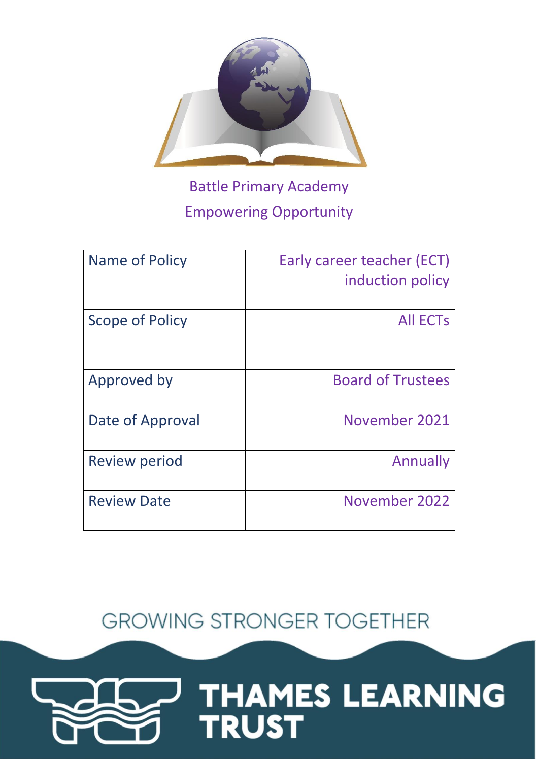Battle Primary Academy

Empowering Opportunity

| Name of Policy | Early career teacher (ECT) induction policy |
|---|---|
| Scope of Policy | All ECTs |
| Approved by | Board of Trustees |
| Date of Approval | November 2021 |
| Review period | Annually |
| Review Date | November 2022 |

GROWING STRONGER TOGETHER

THAMES LEARNING TRUST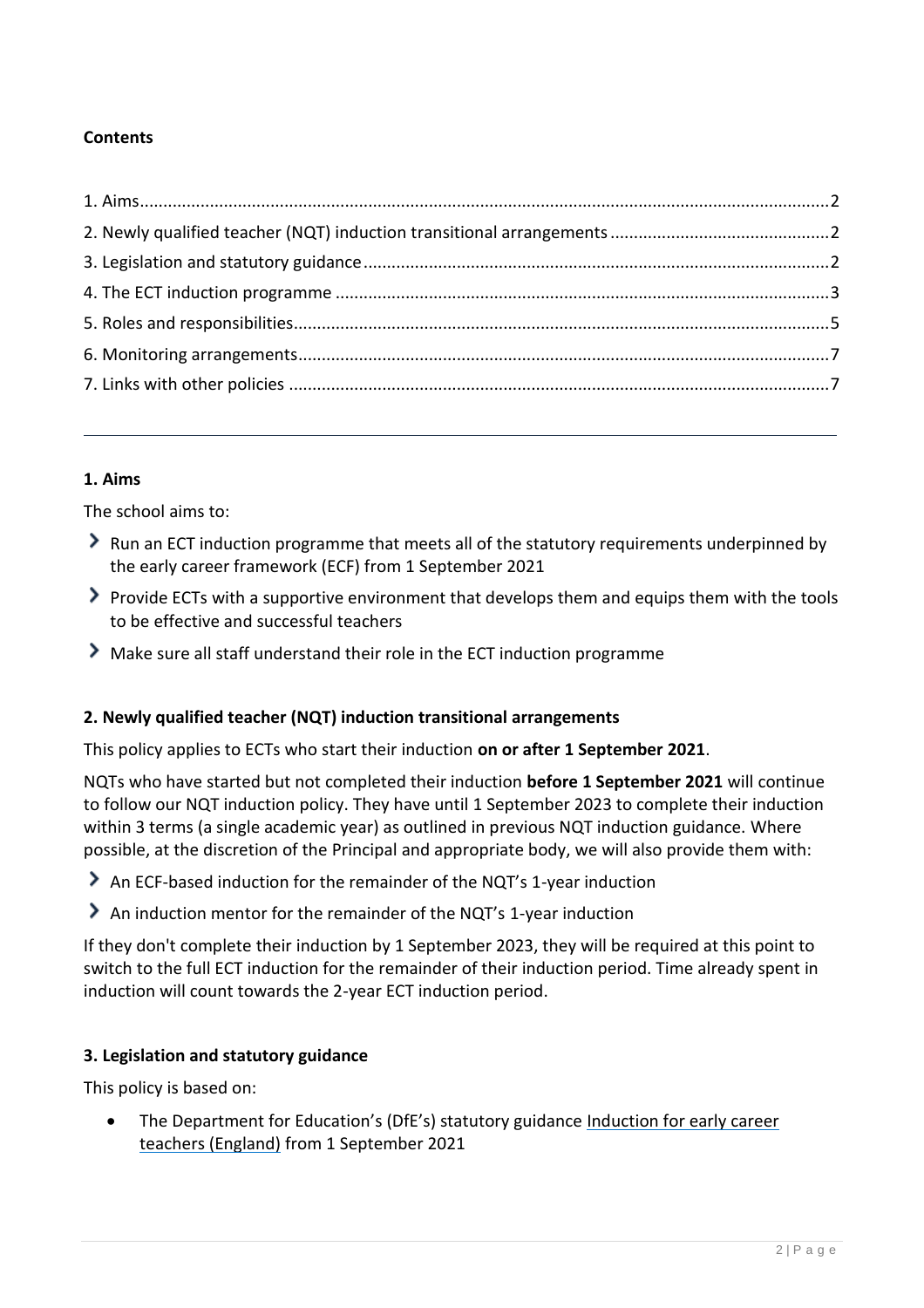**Contents**

1. Aims....2
2. Newly qualified teacher (NQT) induction transitional arrangements....2
3. Legislation and statutory guidance....2
4. The ECT induction programme....3
5. Roles and responsibilities....5
6. Monitoring arrangements....7
7. Links with other policies....7

---

## 1. Aims

The school aims to:

- Run an ECT induction programme that meets all of the statutory requirements underpinned by the early career framework (ECF) from 1 September 2021
- Provide ECTs with a supportive environment that develops them and equips them with the tools to be effective and successful teachers
- Make sure all staff understand their role in the ECT induction programme

## 2. Newly qualified teacher (NQT) induction transitional arrangements

This policy applies to ECTs who start their induction **on or after 1 September 2021**.

NQTs who have started but not completed their induction **before 1 September 2021** will continue to follow our NQT induction policy. They have until 1 September 2023 to complete their induction within 3 terms (a single academic year) as outlined in previous NQT induction guidance. Where possible, at the discretion of the Principal and appropriate body, we will also provide them with:

- An ECF-based induction for the remainder of the NQT's 1-year induction
- An induction mentor for the remainder of the NQT's 1-year induction

If they don't complete their induction by 1 September 2023, they will be required at this point to switch to the full ECT induction for the remainder of their induction period. Time already spent in induction will count towards the 2-year ECT induction period.

## 3. Legislation and statutory guidance

This policy is based on:

- The Department for Education's (DfE's) statutory guidance Induction for early career teachers (England) from 1 September 2021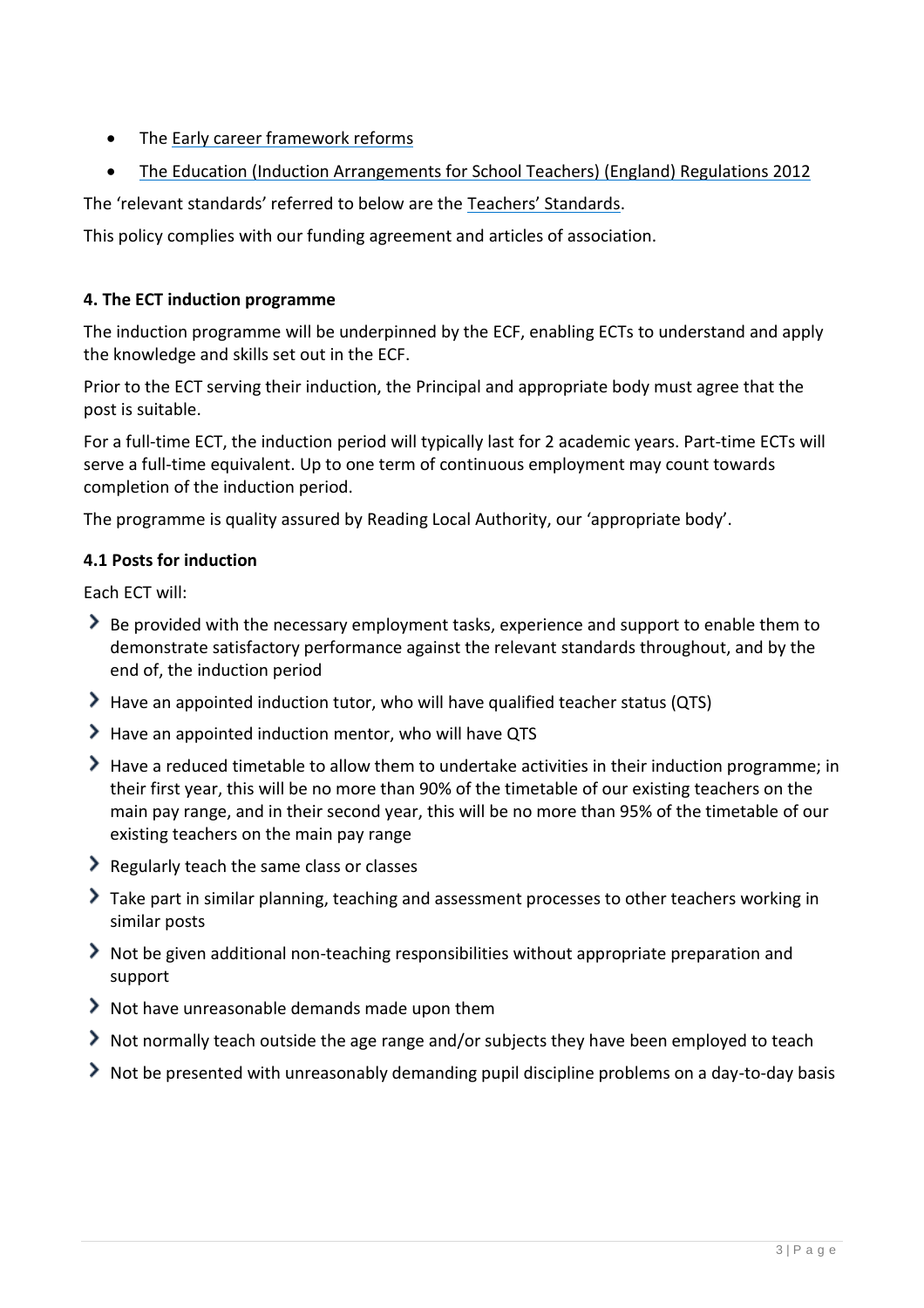- The Early career framework reforms
- The Education (Induction Arrangements for School Teachers) (England) Regulations 2012

The 'relevant standards' referred to below are the Teachers' Standards.

This policy complies with our funding agreement and articles of association.

### 4. The ECT induction programme

The induction programme will be underpinned by the ECF, enabling ECTs to understand and apply the knowledge and skills set out in the ECF.

Prior to the ECT serving their induction, the Principal and appropriate body must agree that the post is suitable.

For a full-time ECT, the induction period will typically last for 2 academic years. Part-time ECTs will serve a full-time equivalent. Up to one term of continuous employment may count towards completion of the induction period.

The programme is quality assured by Reading Local Authority, our 'appropriate body'.

#### 4.1 Posts for induction

Each ECT will:

- Be provided with the necessary employment tasks, experience and support to enable them to demonstrate satisfactory performance against the relevant standards throughout, and by the end of, the induction period
- Have an appointed induction tutor, who will have qualified teacher status (QTS)
- Have an appointed induction mentor, who will have QTS
- Have a reduced timetable to allow them to undertake activities in their induction programme; in their first year, this will be no more than 90% of the timetable of our existing teachers on the main pay range, and in their second year, this will be no more than 95% of the timetable of our existing teachers on the main pay range
- Regularly teach the same class or classes
- Take part in similar planning, teaching and assessment processes to other teachers working in similar posts
- Not be given additional non-teaching responsibilities without appropriate preparation and support
- Not have unreasonable demands made upon them
- Not normally teach outside the age range and/or subjects they have been employed to teach
- Not be presented with unreasonably demanding pupil discipline problems on a day-to-day basis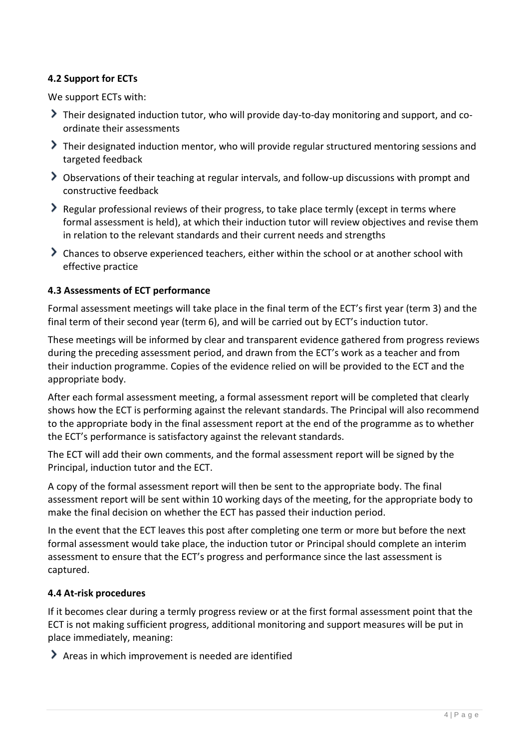### 4.2 Support for ECTs

We support ECTs with:

- Their designated induction tutor, who will provide day-to-day monitoring and support, and co-ordinate their assessments
- Their designated induction mentor, who will provide regular structured mentoring sessions and targeted feedback
- Observations of their teaching at regular intervals, and follow-up discussions with prompt and constructive feedback
- Regular professional reviews of their progress, to take place termly (except in terms where formal assessment is held), at which their induction tutor will review objectives and revise them in relation to the relevant standards and their current needs and strengths
- Chances to observe experienced teachers, either within the school or at another school with effective practice

### 4.3 Assessments of ECT performance

Formal assessment meetings will take place in the final term of the ECT's first year (term 3) and the final term of their second year (term 6), and will be carried out by ECT's induction tutor.

These meetings will be informed by clear and transparent evidence gathered from progress reviews during the preceding assessment period, and drawn from the ECT's work as a teacher and from their induction programme. Copies of the evidence relied on will be provided to the ECT and the appropriate body.

After each formal assessment meeting, a formal assessment report will be completed that clearly shows how the ECT is performing against the relevant standards. The Principal will also recommend to the appropriate body in the final assessment report at the end of the programme as to whether the ECT's performance is satisfactory against the relevant standards.

The ECT will add their own comments, and the formal assessment report will be signed by the Principal, induction tutor and the ECT.

A copy of the formal assessment report will then be sent to the appropriate body. The final assessment report will be sent within 10 working days of the meeting, for the appropriate body to make the final decision on whether the ECT has passed their induction period.

In the event that the ECT leaves this post after completing one term or more but before the next formal assessment would take place, the induction tutor or Principal should complete an interim assessment to ensure that the ECT's progress and performance since the last assessment is captured.

### 4.4 At-risk procedures

If it becomes clear during a termly progress review or at the first formal assessment point that the ECT is not making sufficient progress, additional monitoring and support measures will be put in place immediately, meaning:

- Areas in which improvement is needed are identified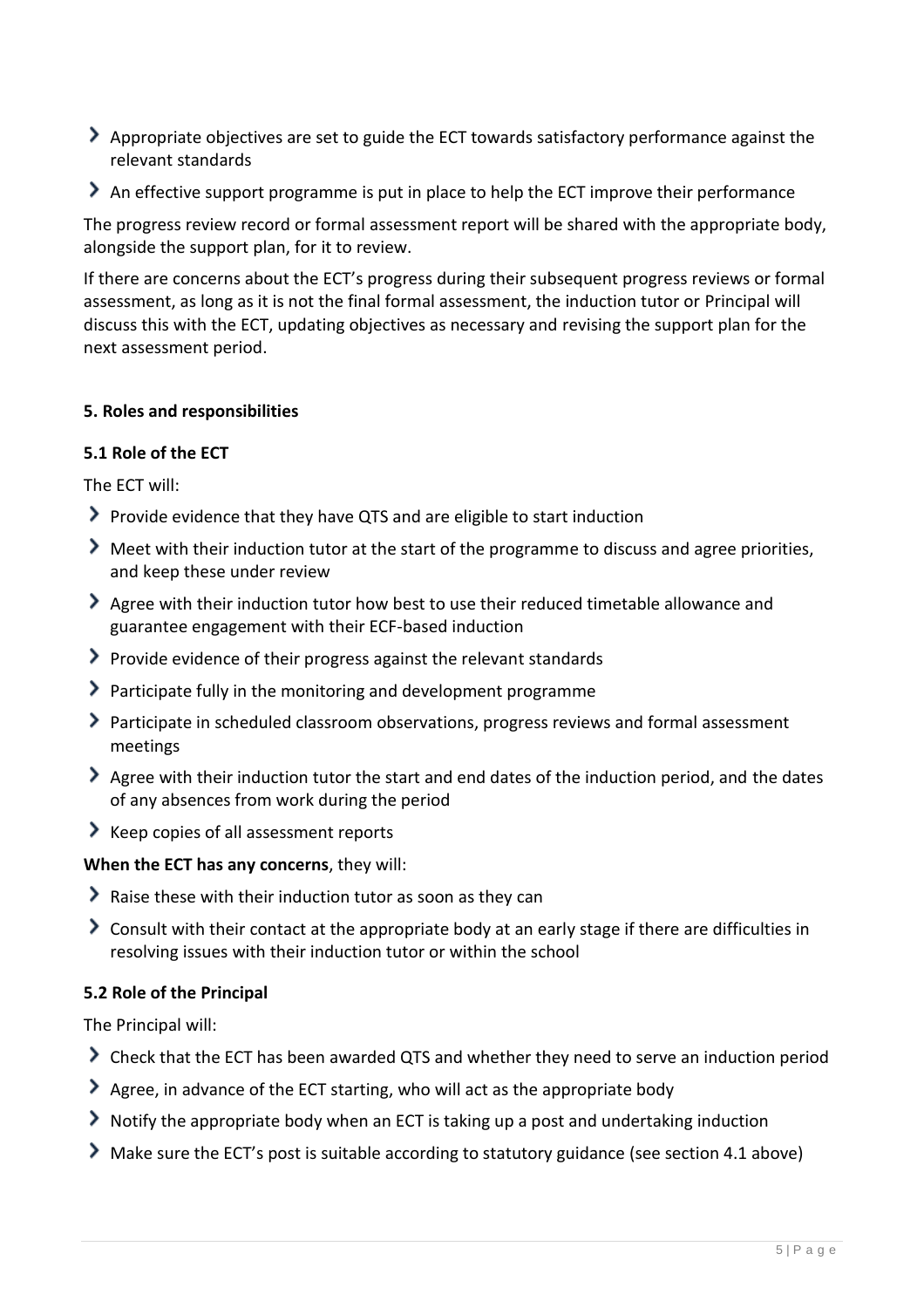- Appropriate objectives are set to guide the ECT towards satisfactory performance against the relevant standards
- An effective support programme is put in place to help the ECT improve their performance

The progress review record or formal assessment report will be shared with the appropriate body, alongside the support plan, for it to review.

If there are concerns about the ECT's progress during their subsequent progress reviews or formal assessment, as long as it is not the final formal assessment, the induction tutor or Principal will discuss this with the ECT, updating objectives as necessary and revising the support plan for the next assessment period.

## 5. Roles and responsibilities

### 5.1 Role of the ECT

The ECT will:

- Provide evidence that they have QTS and are eligible to start induction
- Meet with their induction tutor at the start of the programme to discuss and agree priorities, and keep these under review
- Agree with their induction tutor how best to use their reduced timetable allowance and guarantee engagement with their ECF-based induction
- Provide evidence of their progress against the relevant standards
- Participate fully in the monitoring and development programme
- Participate in scheduled classroom observations, progress reviews and formal assessment meetings
- Agree with their induction tutor the start and end dates of the induction period, and the dates of any absences from work during the period
- Keep copies of all assessment reports

**When the ECT has any concerns**, they will:

- Raise these with their induction tutor as soon as they can
- Consult with their contact at the appropriate body at an early stage if there are difficulties in resolving issues with their induction tutor or within the school

### 5.2 Role of the Principal

The Principal will:

- Check that the ECT has been awarded QTS and whether they need to serve an induction period
- Agree, in advance of the ECT starting, who will act as the appropriate body
- Notify the appropriate body when an ECT is taking up a post and undertaking induction
- Make sure the ECT's post is suitable according to statutory guidance (see section 4.1 above)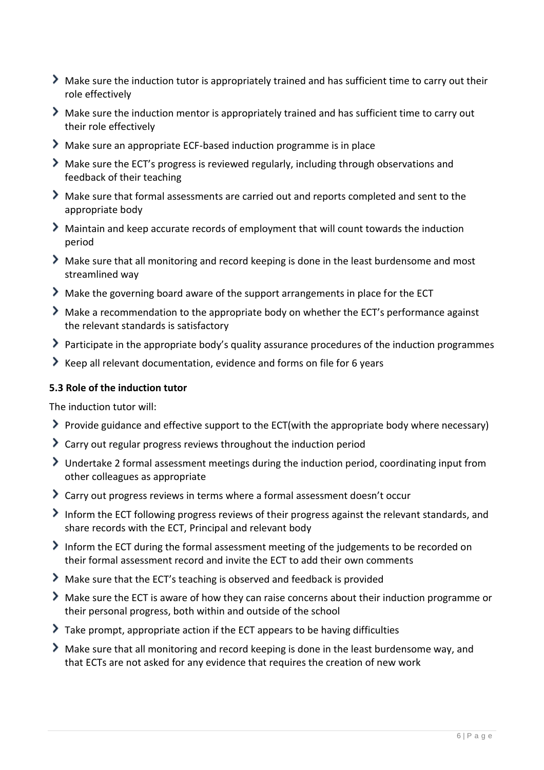- Make sure the induction tutor is appropriately trained and has sufficient time to carry out their role effectively
- Make sure the induction mentor is appropriately trained and has sufficient time to carry out their role effectively
- Make sure an appropriate ECF-based induction programme is in place
- Make sure the ECT's progress is reviewed regularly, including through observations and feedback of their teaching
- Make sure that formal assessments are carried out and reports completed and sent to the appropriate body
- Maintain and keep accurate records of employment that will count towards the induction period
- Make sure that all monitoring and record keeping is done in the least burdensome and most streamlined way
- Make the governing board aware of the support arrangements in place for the ECT
- Make a recommendation to the appropriate body on whether the ECT's performance against the relevant standards is satisfactory
- Participate in the appropriate body's quality assurance procedures of the induction programmes
- Keep all relevant documentation, evidence and forms on file for 6 years

**5.3 Role of the induction tutor**

The induction tutor will:

- Provide guidance and effective support to the ECT(with the appropriate body where necessary)
- Carry out regular progress reviews throughout the induction period
- Undertake 2 formal assessment meetings during the induction period, coordinating input from other colleagues as appropriate
- Carry out progress reviews in terms where a formal assessment doesn't occur
- Inform the ECT following progress reviews of their progress against the relevant standards, and share records with the ECT, Principal and relevant body
- Inform the ECT during the formal assessment meeting of the judgements to be recorded on their formal assessment record and invite the ECT to add their own comments
- Make sure that the ECT's teaching is observed and feedback is provided
- Make sure the ECT is aware of how they can raise concerns about their induction programme or their personal progress, both within and outside of the school
- Take prompt, appropriate action if the ECT appears to be having difficulties
- Make sure that all monitoring and record keeping is done in the least burdensome way, and that ECTs are not asked for any evidence that requires the creation of new work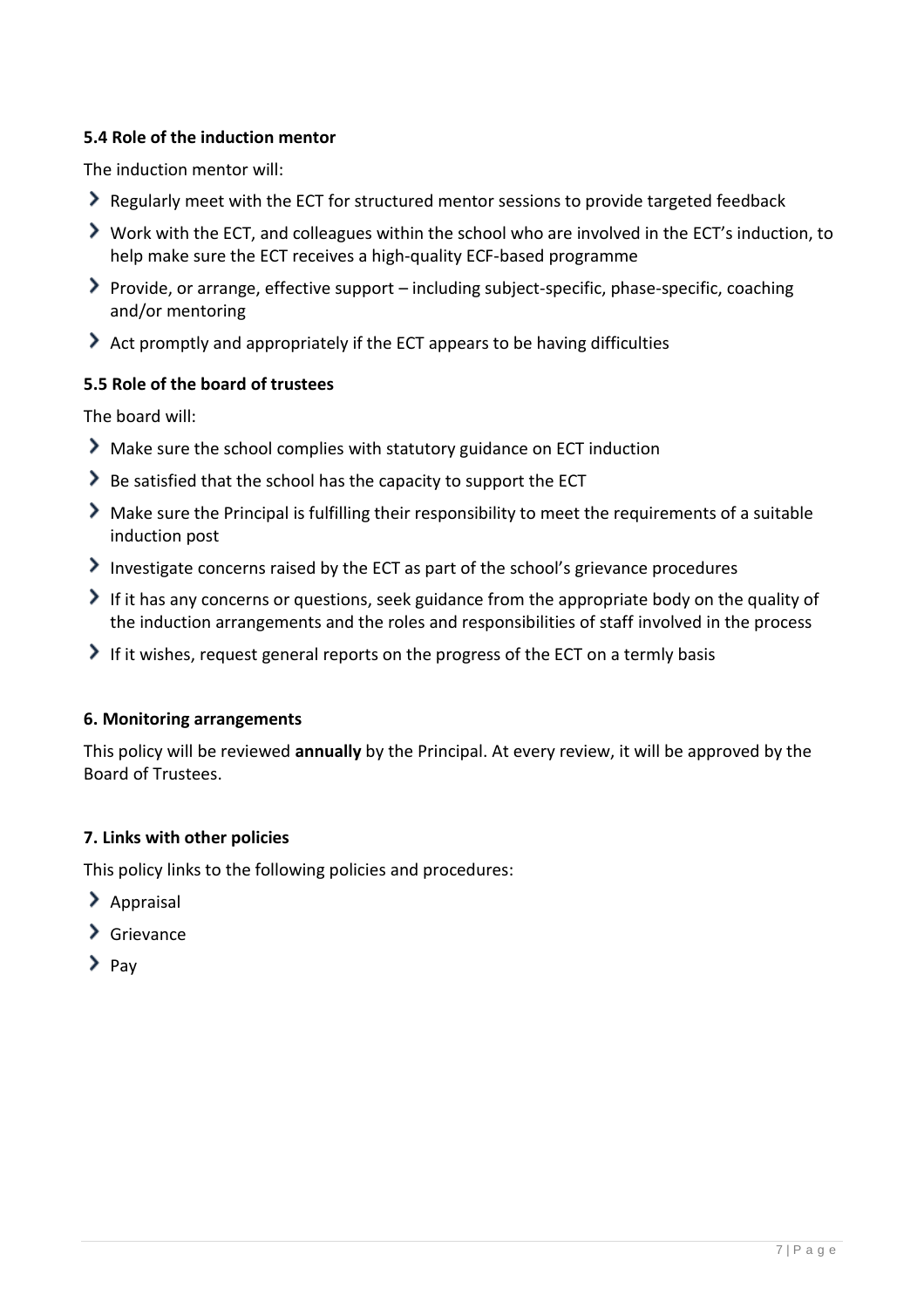### 5.4 Role of the induction mentor

The induction mentor will:

- Regularly meet with the ECT for structured mentor sessions to provide targeted feedback
- Work with the ECT, and colleagues within the school who are involved in the ECT's induction, to help make sure the ECT receives a high-quality ECF-based programme
- Provide, or arrange, effective support – including subject-specific, phase-specific, coaching and/or mentoring
- Act promptly and appropriately if the ECT appears to be having difficulties

### 5.5 Role of the board of trustees

The board will:

- Make sure the school complies with statutory guidance on ECT induction
- Be satisfied that the school has the capacity to support the ECT
- Make sure the Principal is fulfilling their responsibility to meet the requirements of a suitable induction post
- Investigate concerns raised by the ECT as part of the school's grievance procedures
- If it has any concerns or questions, seek guidance from the appropriate body on the quality of the induction arrangements and the roles and responsibilities of staff involved in the process
- If it wishes, request general reports on the progress of the ECT on a termly basis

## 6. Monitoring arrangements

This policy will be reviewed **annually** by the Principal. At every review, it will be approved by the Board of Trustees.

## 7. Links with other policies

This policy links to the following policies and procedures:

- Appraisal
- Grievance
- Pay